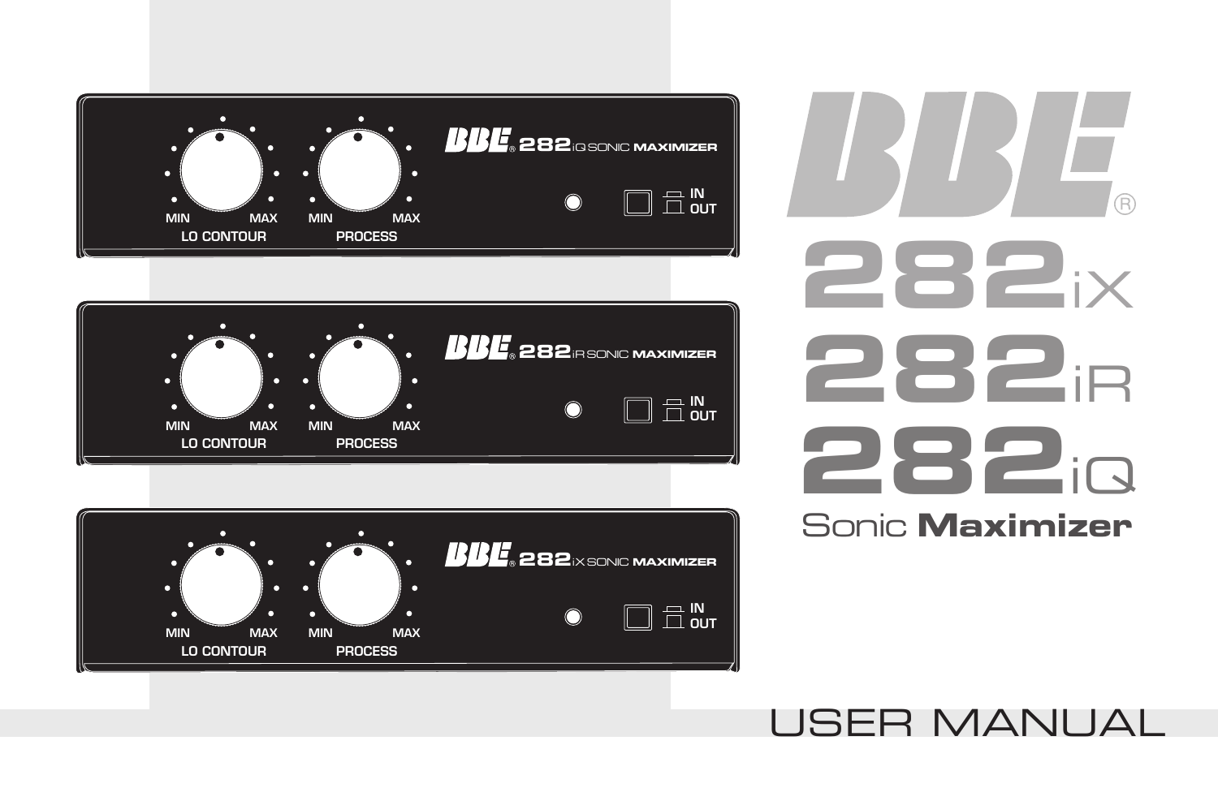# BBE®

# 282iX
# 282iR
# 282iQ

## Sonic **Maximizer**

LO CONTOUR — MIN / MAX

PROCESS — MIN / MAX

BBE® 282iQ SONIC MAXIMIZER

IN / OUT

LO CONTOUR — MIN / MAX

PROCESS — MIN / MAX

BBE® 282iR SONIC MAXIMIZER

IN / OUT

LO CONTOUR — MIN / MAX

PROCESS — MIN / MAX

BBE® 282iX SONIC MAXIMIZER

IN / OUT

# USER MANUAL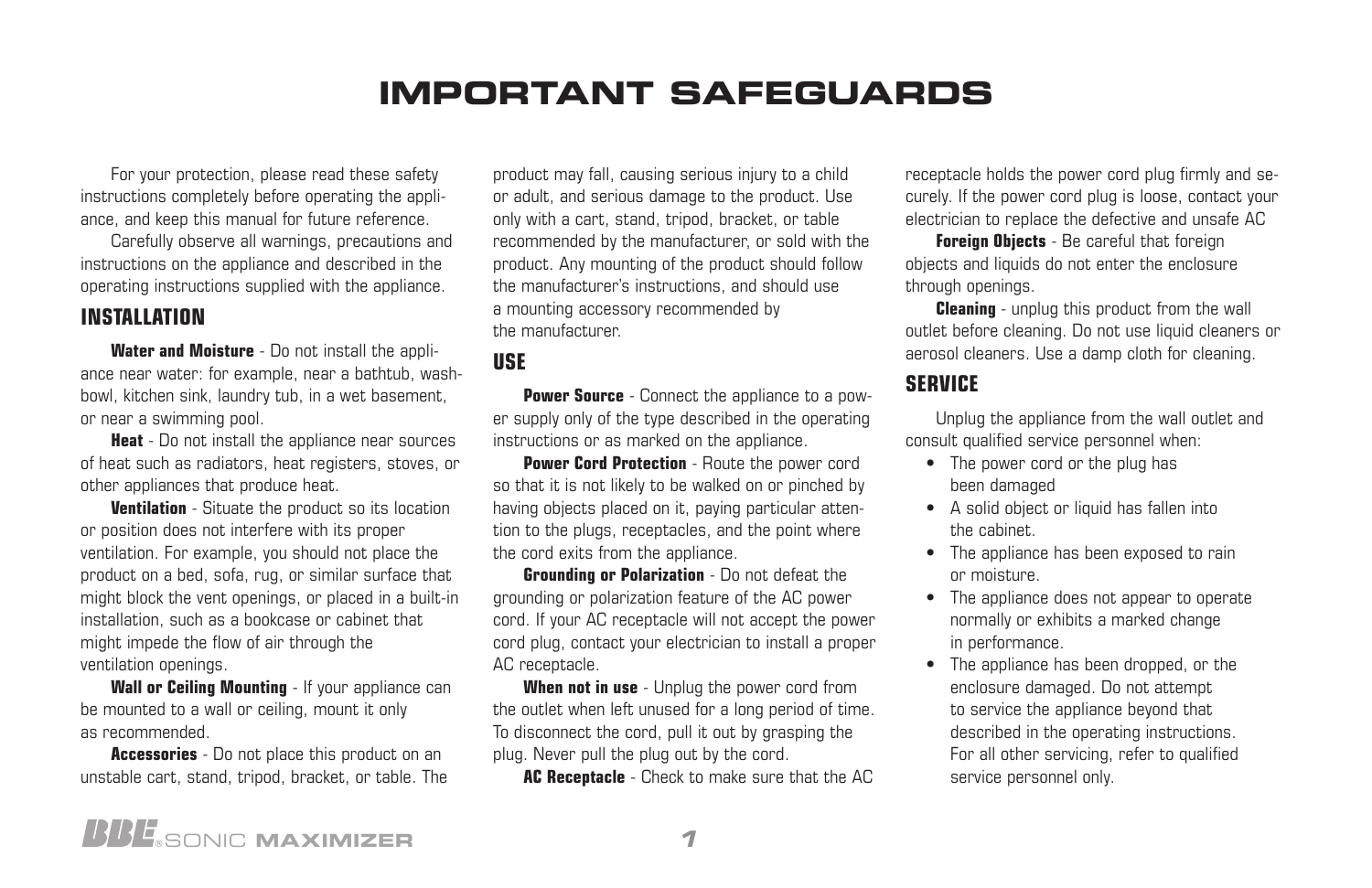# IMPORTANT SAFEGUARDS

For your protection, please read these safety instructions completely before operating the appliance, and keep this manual for future reference.

Carefully observe all warnings, precautions and instructions on the appliance and described in the operating instructions supplied with the appliance.

## INSTALLATION

**Water and Moisture** - Do not install the appliance near water: for example, near a bathtub, washbowl, kitchen sink, laundry tub, in a wet basement, or near a swimming pool.

**Heat** - Do not install the appliance near sources of heat such as radiators, heat registers, stoves, or other appliances that produce heat.

**Ventilation** - Situate the product so its location or position does not interfere with its proper ventilation. For example, you should not place the product on a bed, sofa, rug, or similar surface that might block the vent openings, or placed in a built-in installation, such as a bookcase or cabinet that might impede the flow of air through the ventilation openings.

**Wall or Ceiling Mounting** - If your appliance can be mounted to a wall or ceiling, mount it only as recommended.

**Accessories** - Do not place this product on an unstable cart, stand, tripod, bracket, or table. The product may fall, causing serious injury to a child or adult, and serious damage to the product. Use only with a cart, stand, tripod, bracket, or table recommended by the manufacturer, or sold with the product. Any mounting of the product should follow the manufacturer's instructions, and should use a mounting accessory recommended by the manufacturer.

## USE

**Power Source** - Connect the appliance to a power supply only of the type described in the operating instructions or as marked on the appliance.

**Power Cord Protection** - Route the power cord so that it is not likely to be walked on or pinched by having objects placed on it, paying particular attention to the plugs, receptacles, and the point where the cord exits from the appliance.

**Grounding or Polarization** - Do not defeat the grounding or polarization feature of the AC power cord. If your AC receptacle will not accept the power cord plug, contact your electrician to install a proper AC receptacle.

**When not in use** - Unplug the power cord from the outlet when left unused for a long period of time. To disconnect the cord, pull it out by grasping the plug. Never pull the plug out by the cord.

**AC Receptacle** - Check to make sure that the AC receptacle holds the power cord plug firmly and securely. If the power cord plug is loose, contact your electrician to replace the defective and unsafe AC

**Foreign Objects** - Be careful that foreign objects and liquids do not enter the enclosure through openings.

**Cleaning** - unplug this product from the wall outlet before cleaning. Do not use liquid cleaners or aerosol cleaners. Use a damp cloth for cleaning.

## SERVICE

Unplug the appliance from the wall outlet and consult qualified service personnel when:

- The power cord or the plug has been damaged
- A solid object or liquid has fallen into the cabinet.
- The appliance has been exposed to rain or moisture.
- The appliance does not appear to operate normally or exhibits a marked change in performance.
- The appliance has been dropped, or the enclosure damaged. Do not attempt to service the appliance beyond that described in the operating instructions. For all other servicing, refer to qualified service personnel only.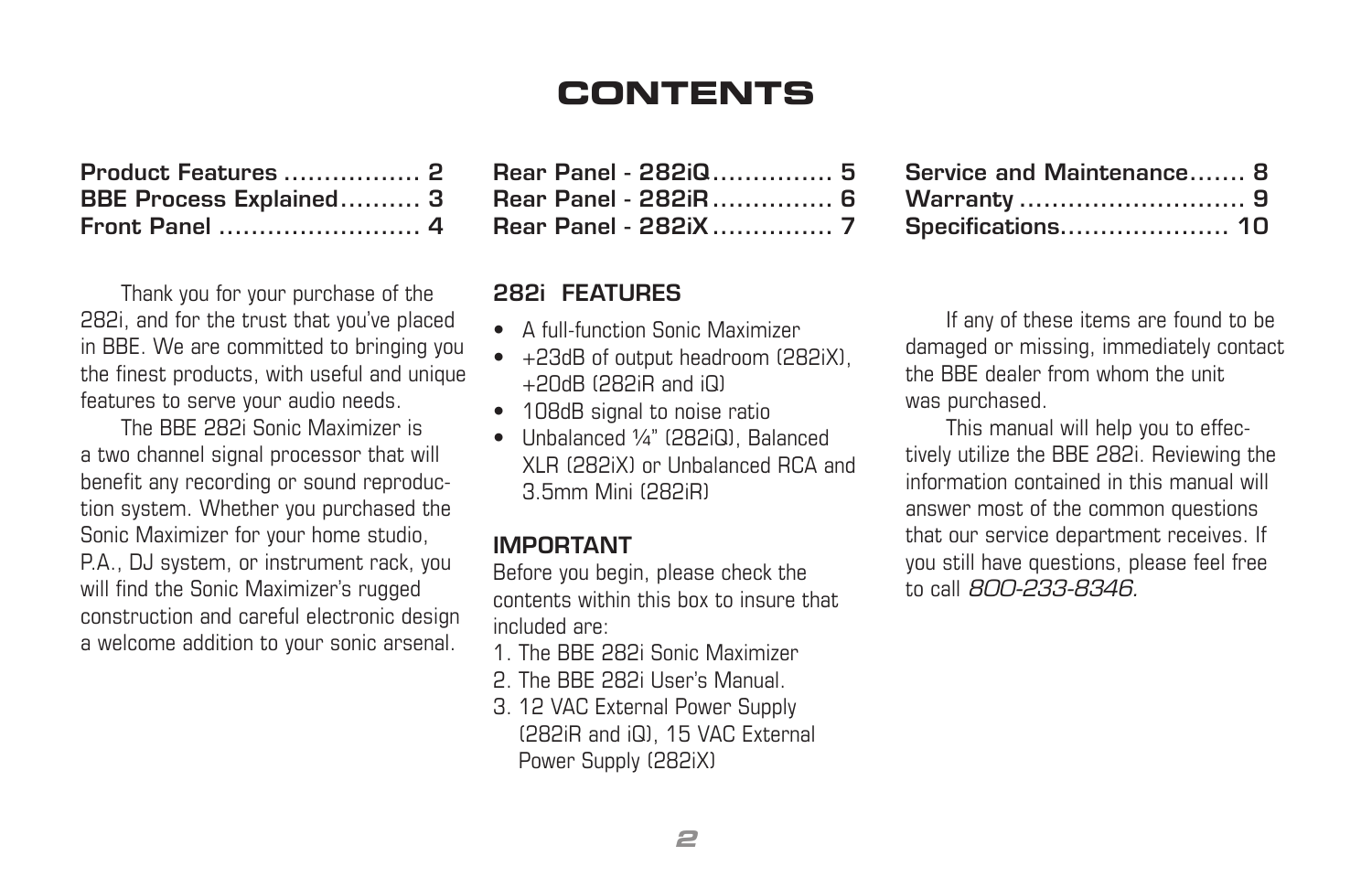# CONTENTS

Product Features ................. 2
BBE Process Explained.......... 3
Front Panel ......................... 4
Rear Panel - 282iQ............... 5
Rear Panel - 282iR............... 6
Rear Panel - 282iX............... 7
Service and Maintenance....... 8
Warranty ............................ 9
Specifications..................... 10

Thank you for your purchase of the 282i, and for the trust that you've placed in BBE. We are committed to bringing you the finest products, with useful and unique features to serve your audio needs.

The BBE 282i Sonic Maximizer is a two channel signal processor that will benefit any recording or sound reproduction system. Whether you purchased the Sonic Maximizer for your home studio, P.A., DJ system, or instrument rack, you will find the Sonic Maximizer's rugged construction and careful electronic design a welcome addition to your sonic arsenal.

## 282i FEATURES

- A full-function Sonic Maximizer
- +23dB of output headroom (282iX), +20dB (282iR and iQ)
- 108dB signal to noise ratio
- Unbalanced ¼" (282iQ), Balanced XLR (282iX) or Unbalanced RCA and 3.5mm Mini (282iR)

## IMPORTANT

Before you begin, please check the contents within this box to insure that included are:

1. The BBE 282i Sonic Maximizer
2. The BBE 282i User's Manual.
3. 12 VAC External Power Supply (282iR and iQ), 15 VAC External Power Supply (282iX)

If any of these items are found to be damaged or missing, immediately contact the BBE dealer from whom the unit was purchased.

This manual will help you to effectively utilize the BBE 282i. Reviewing the information contained in this manual will answer most of the common questions that our service department receives. If you still have questions, please feel free to call *800-233-8346*.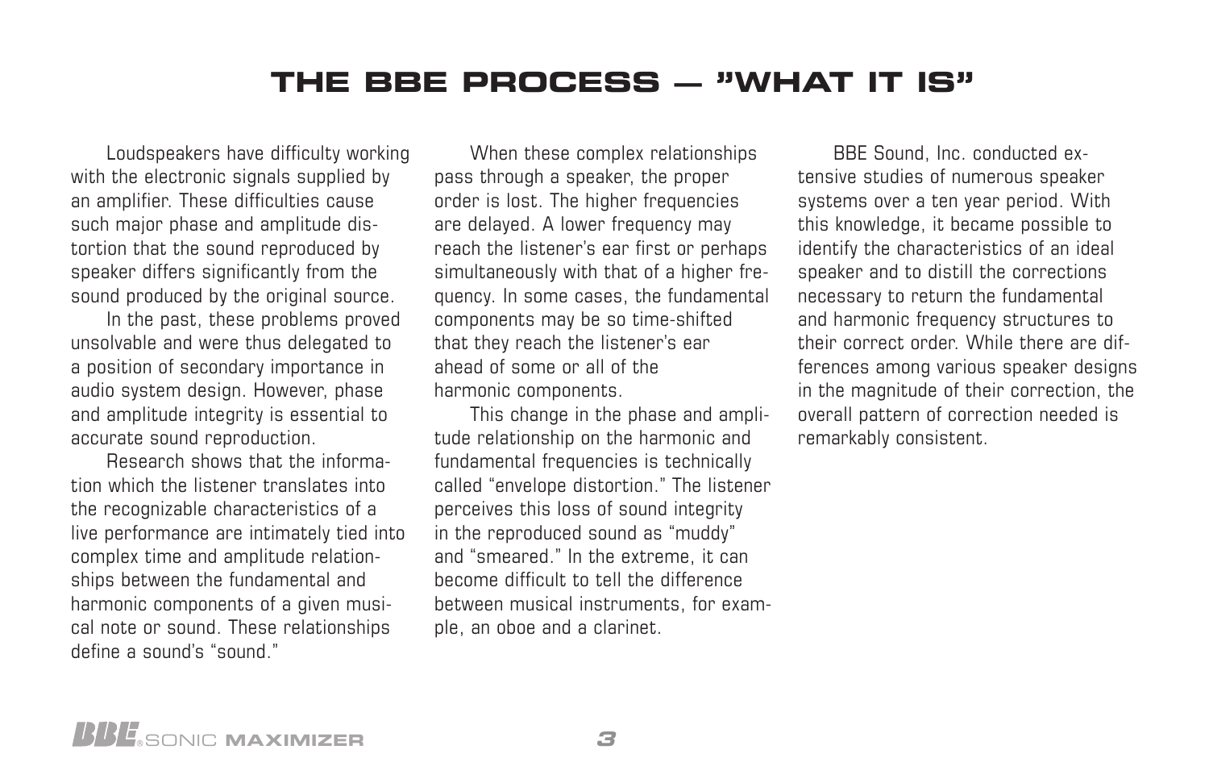# THE BBE PROCESS — "WHAT IT IS"

Loudspeakers have difficulty working with the electronic signals supplied by an amplifier. These difficulties cause such major phase and amplitude distortion that the sound reproduced by speaker differs significantly from the sound produced by the original source.

In the past, these problems proved unsolvable and were thus delegated to a position of secondary importance in audio system design. However, phase and amplitude integrity is essential to accurate sound reproduction.

Research shows that the information which the listener translates into the recognizable characteristics of a live performance are intimately tied into complex time and amplitude relationships between the fundamental and harmonic components of a given musical note or sound. These relationships define a sound's "sound."

When these complex relationships pass through a speaker, the proper order is lost. The higher frequencies are delayed. A lower frequency may reach the listener's ear first or perhaps simultaneously with that of a higher frequency. In some cases, the fundamental components may be so time-shifted that they reach the listener's ear ahead of some or all of the harmonic components.

This change in the phase and amplitude relationship on the harmonic and fundamental frequencies is technically called "envelope distortion." The listener perceives this loss of sound integrity in the reproduced sound as "muddy" and "smeared." In the extreme, it can become difficult to tell the difference between musical instruments, for example, an oboe and a clarinet.

BBE Sound, Inc. conducted extensive studies of numerous speaker systems over a ten year period. With this knowledge, it became possible to identify the characteristics of an ideal speaker and to distill the corrections necessary to return the fundamental and harmonic frequency structures to their correct order. While there are differences among various speaker designs in the magnitude of their correction, the overall pattern of correction needed is remarkably consistent.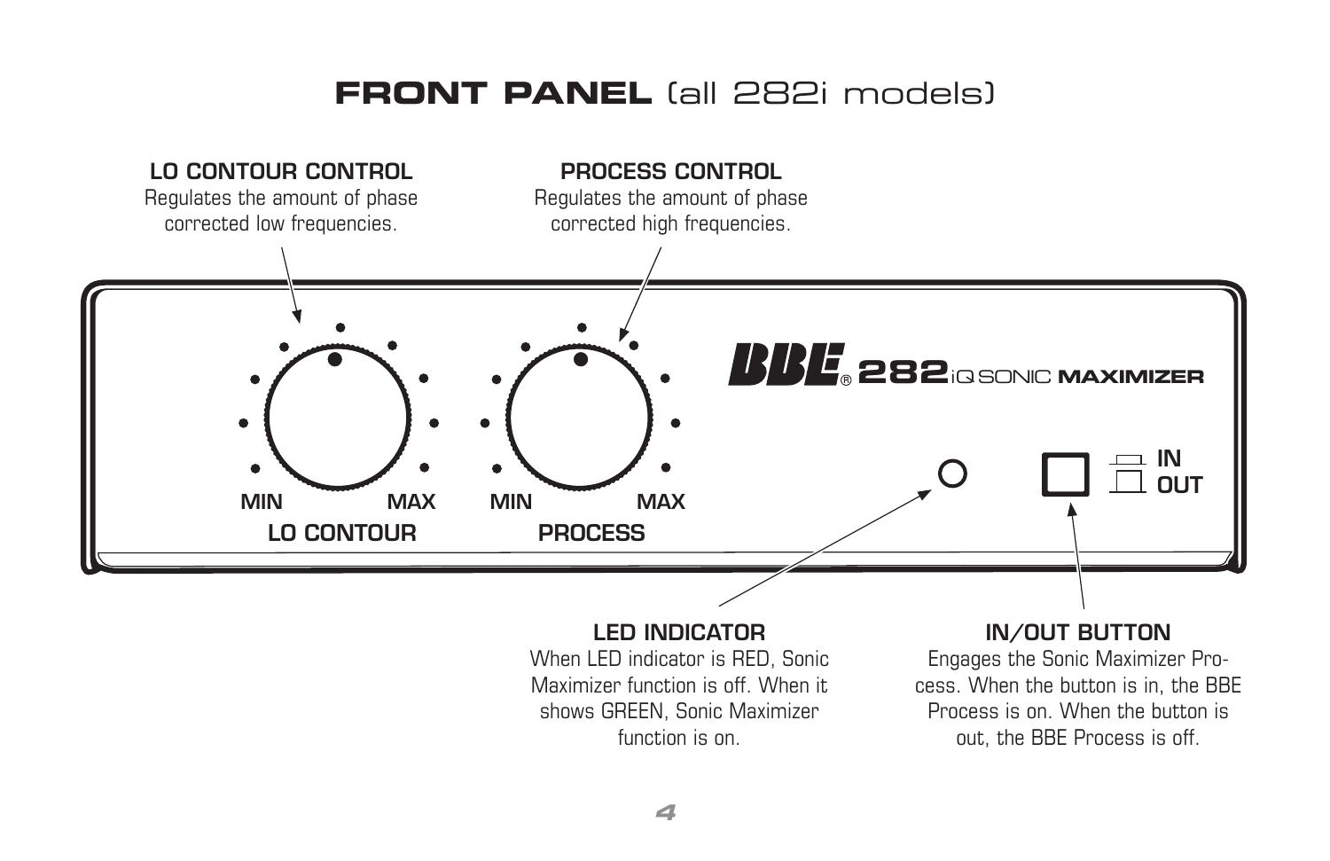# FRONT PANEL (all 282i models)

**LO CONTOUR CONTROL**
Regulates the amount of phase corrected low frequencies.

**PROCESS CONTROL**
Regulates the amount of phase corrected high frequencies.

MIN MAX
LO CONTOUR

MIN MAX
PROCESS

BBE® 282iQ SONIC MAXIMIZER

IN
OUT

**LED INDICATOR**
When LED indicator is RED, Sonic Maximizer function is off. When it shows GREEN, Sonic Maximizer function is on.

**IN/OUT BUTTON**
Engages the Sonic Maximizer Process. When the button is in, the BBE Process is on. When the button is out, the BBE Process is off.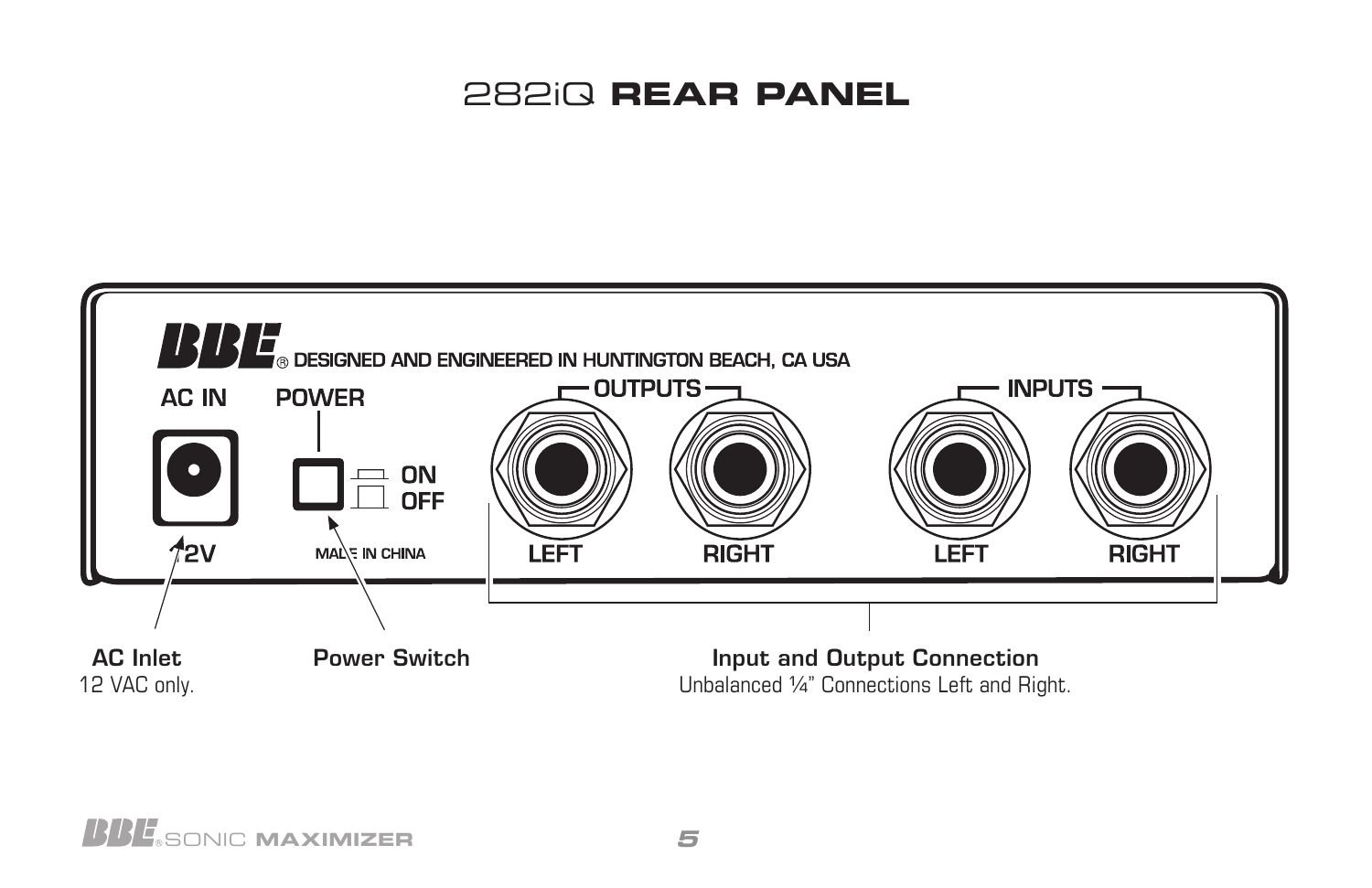# 282iQ REAR PANEL

**AC Inlet**
12 VAC only.

**Power Switch**

**Input and Output Connection**
Unbalanced ¼" Connections Left and Right.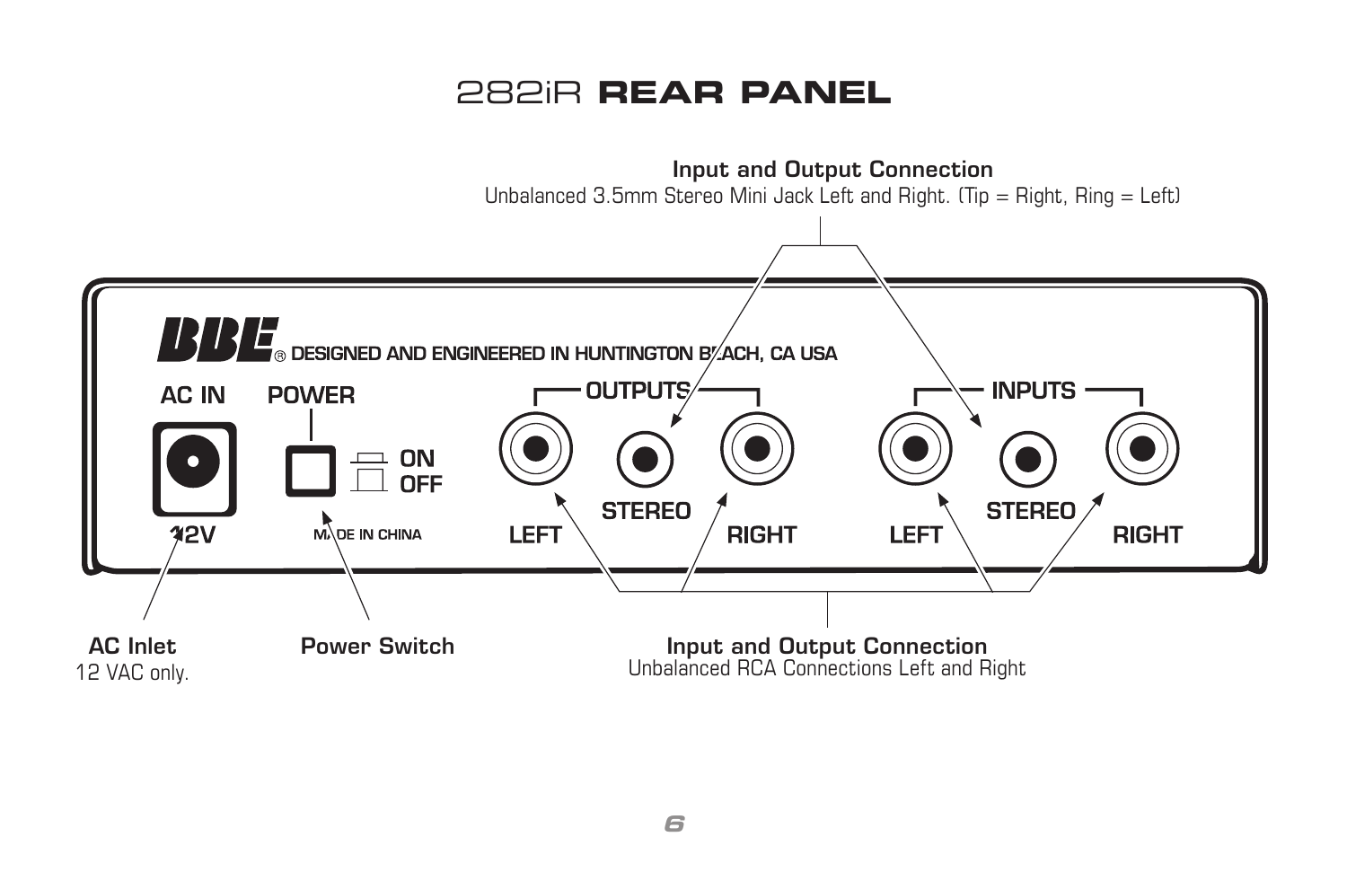# 282iR REAR PANEL

**Input and Output Connection**
Unbalanced 3.5mm Stereo Mini Jack Left and Right. (Tip = Right, Ring = Left)

BBE® DESIGNED AND ENGINEERED IN HUNTINGTON BEACH, CA USA

AC IN

12V

POWER

ON

OFF

MADE IN CHINA

OUTPUTS

LEFT

STEREO

RIGHT

INPUTS

LEFT

STEREO

RIGHT

**AC Inlet**
12 VAC only.

**Power Switch**

**Input and Output Connection**
Unbalanced RCA Connections Left and Right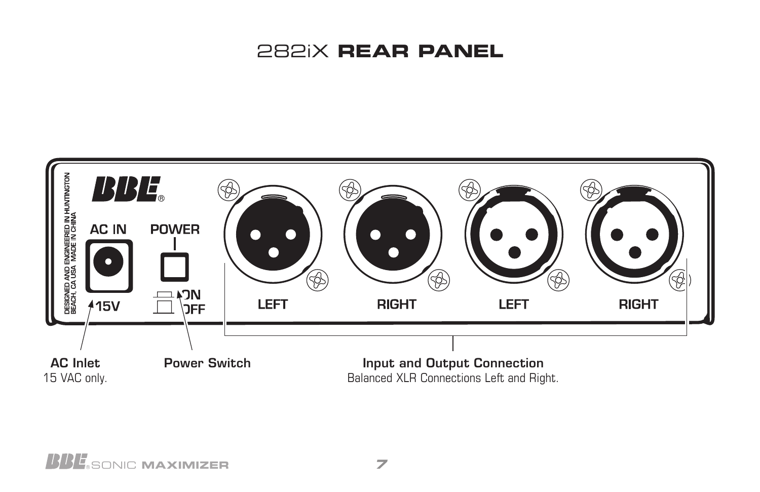# 282iX REAR PANEL

**AC Inlet**
15 VAC only.

**Power Switch**

**Input and Output Connection**
Balanced XLR Connections Left and Right.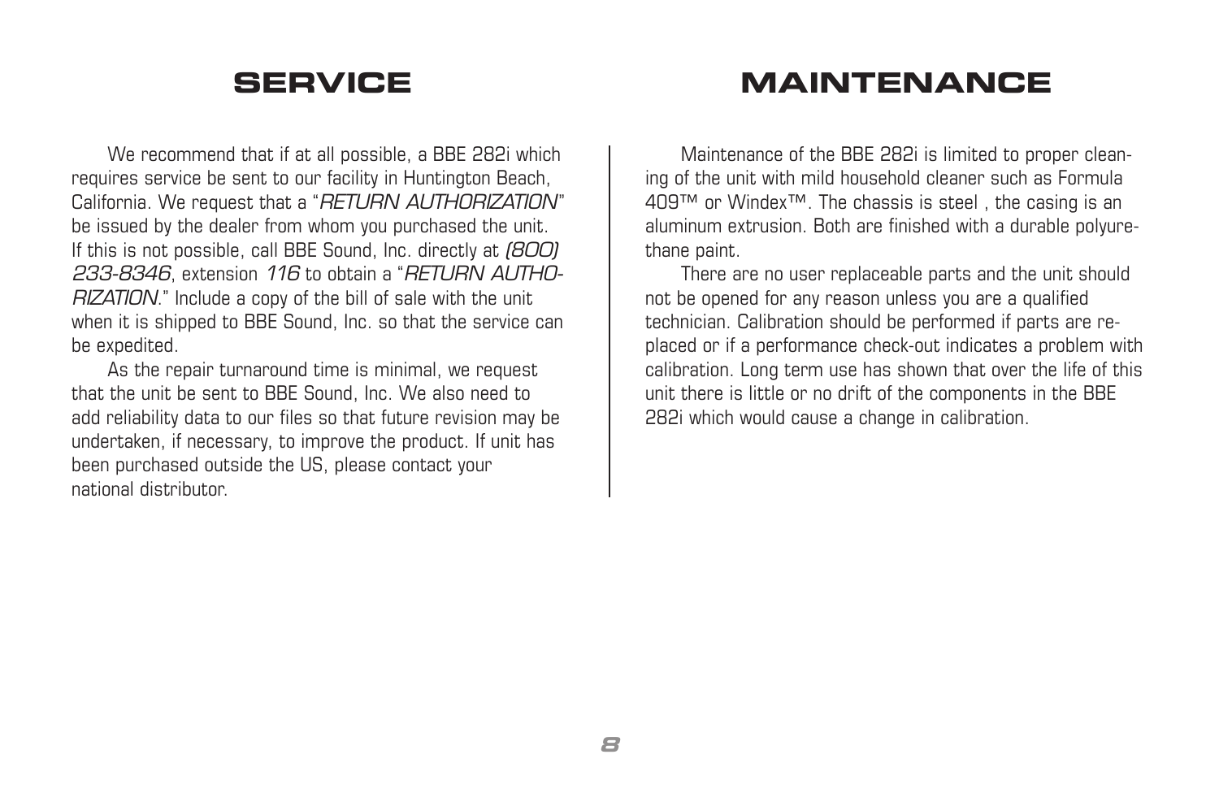# SERVICE

We recommend that if at all possible, a BBE 282i which requires service be sent to our facility in Huntington Beach, California. We request that a "*RETURN AUTHORIZATION*" be issued by the dealer from whom you purchased the unit. If this is not possible, call BBE Sound, Inc. directly at *(800) 233-8346*, extension *116* to obtain a "*RETURN AUTHORIZATION*." Include a copy of the bill of sale with the unit when it is shipped to BBE Sound, Inc. so that the service can be expedited.

As the repair turnaround time is minimal, we request that the unit be sent to BBE Sound, Inc. We also need to add reliability data to our files so that future revision may be undertaken, if necessary, to improve the product. If unit has been purchased outside the US, please contact your national distributor.

# MAINTENANCE

Maintenance of the BBE 282i is limited to proper cleaning of the unit with mild household cleaner such as Formula 409™ or Windex™. The chassis is steel , the casing is an aluminum extrusion. Both are finished with a durable polyurethane paint.

There are no user replaceable parts and the unit should not be opened for any reason unless you are a qualified technician. Calibration should be performed if parts are replaced or if a performance check-out indicates a problem with calibration. Long term use has shown that over the life of this unit there is little or no drift of the components in the BBE 282i which would cause a change in calibration.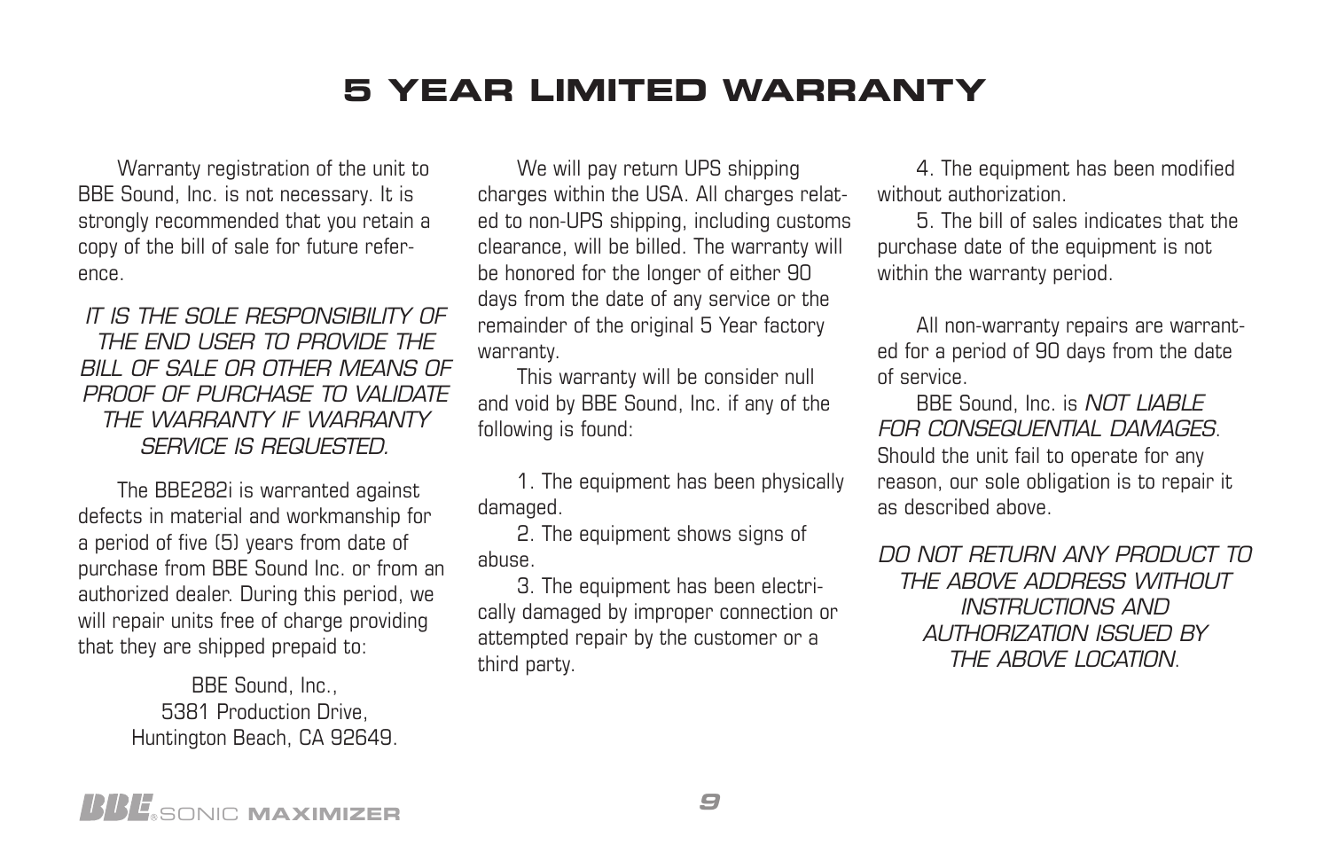# 5 YEAR LIMITED WARRANTY

Warranty registration of the unit to BBE Sound, Inc. is not necessary. It is strongly recommended that you retain a copy of the bill of sale for future reference.

*IT IS THE SOLE RESPONSIBILITY OF THE END USER TO PROVIDE THE BILL OF SALE OR OTHER MEANS OF PROOF OF PURCHASE TO VALIDATE THE WARRANTY IF WARRANTY SERVICE IS REQUESTED.*

The BBE282i is warranted against defects in material and workmanship for a period of five (5) years from date of purchase from BBE Sound Inc. or from an authorized dealer. During this period, we will repair units free of charge providing that they are shipped prepaid to:

BBE Sound, Inc.,
5381 Production Drive,
Huntington Beach, CA 92649.

We will pay return UPS shipping charges within the USA. All charges related to non-UPS shipping, including customs clearance, will be billed. The warranty will be honored for the longer of either 90 days from the date of any service or the remainder of the original 5 Year factory warranty.

This warranty will be consider null and void by BBE Sound, Inc. if any of the following is found:

1. The equipment has been physically damaged.
2. The equipment shows signs of abuse.
3. The equipment has been electrically damaged by improper connection or attempted repair by the customer or a third party.
4. The equipment has been modified without authorization.
5. The bill of sales indicates that the purchase date of the equipment is not within the warranty period.

All non-warranty repairs are warranted for a period of 90 days from the date of service.

BBE Sound, Inc. is *NOT LIABLE FOR CONSEQUENTIAL DAMAGES*. Should the unit fail to operate for any reason, our sole obligation is to repair it as described above.

*DO NOT RETURN ANY PRODUCT TO THE ABOVE ADDRESS WITHOUT INSTRUCTIONS AND AUTHORIZATION ISSUED BY THE ABOVE LOCATION*.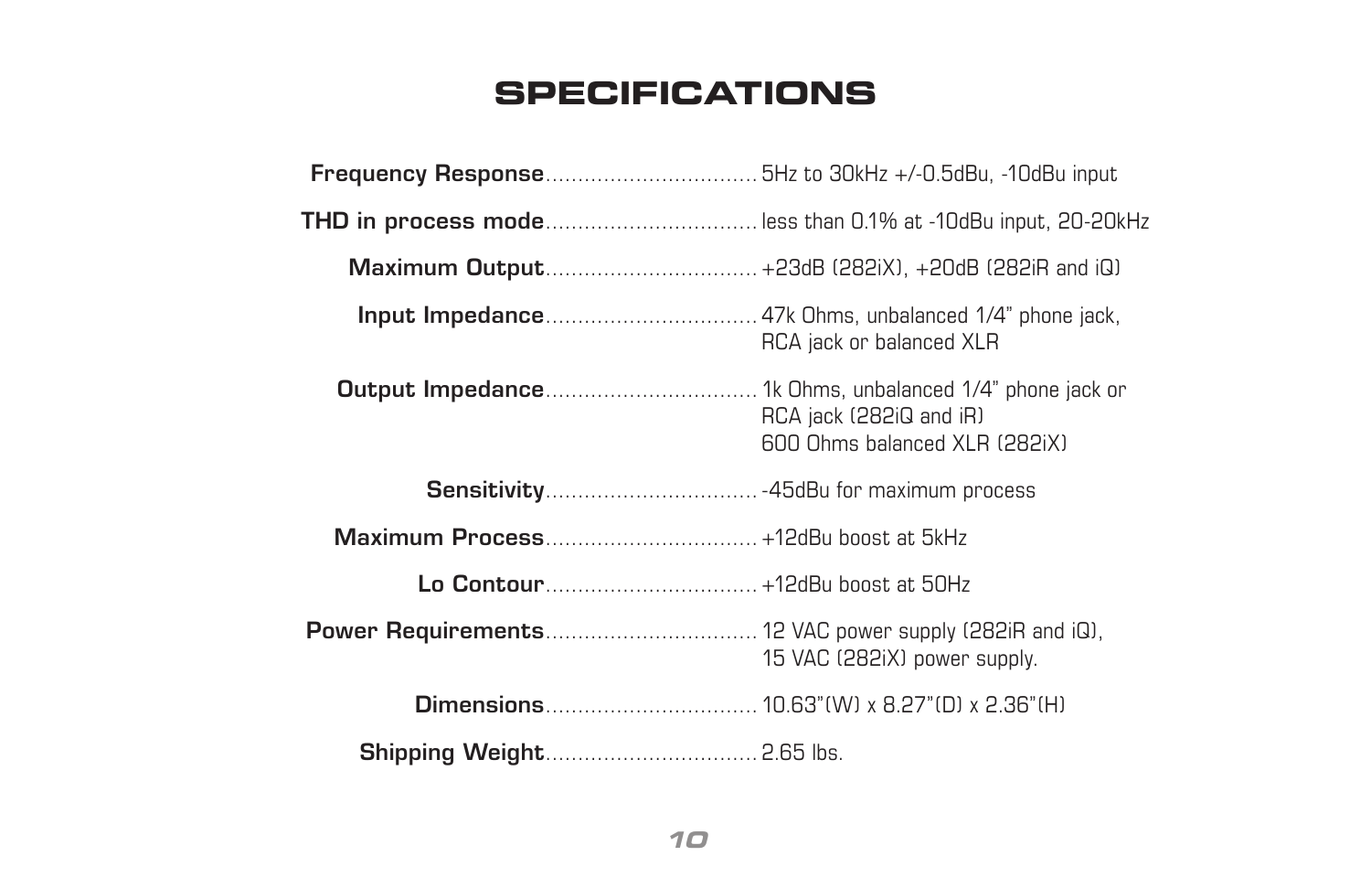# SPECIFICATIONS

| | |
|---|---|
| **Frequency Response** | 5Hz to 30kHz +/-0.5dBu, -10dBu input |
| **THD in process mode** | less than 0.1% at -10dBu input, 20-20kHz |
| **Maximum Output** | +23dB (282iX), +20dB (282iR and iQ) |
| **Input Impedance** | 47k Ohms, unbalanced 1/4" phone jack, RCA jack or balanced XLR |
| **Output Impedance** | 1k Ohms, unbalanced 1/4" phone jack or RCA jack (282iQ and iR) 600 Ohms balanced XLR (282iX) |
| **Sensitivity** | -45dBu for maximum process |
| **Maximum Process** | +12dBu boost at 5kHz |
| **Lo Contour** | +12dBu boost at 50Hz |
| **Power Requirements** | 12 VAC power supply (282iR and iQ), 15 VAC (282iX) power supply. |
| **Dimensions** | 10.63"(W) x 8.27"(D) x 2.36"(H) |
| **Shipping Weight** | 2.65 lbs. |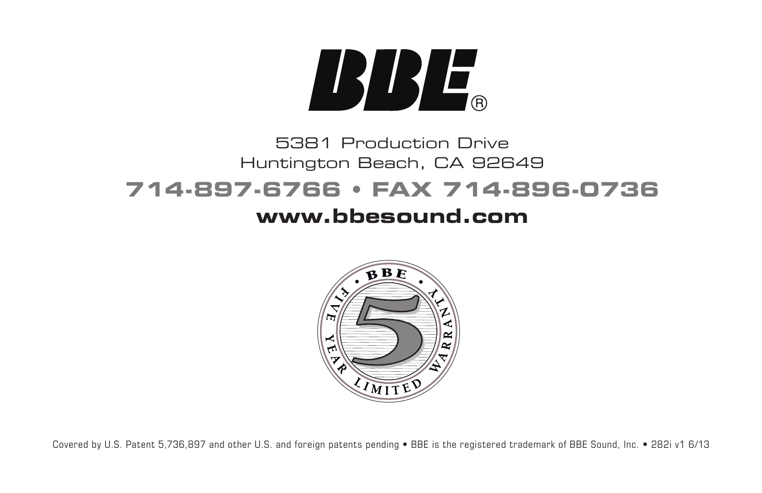# BBE®

5381 Production Drive
Huntington Beach, CA 92649

**714-897-6766 • FAX 714-896-0736**

**www.bbesound.com**

• BBE • FIVE YEAR LIMITED WARRANTY

Covered by U.S. Patent 5,736,897 and other U.S. and foreign patents pending • BBE is the registered trademark of BBE Sound, Inc. • 282i v1 6/13